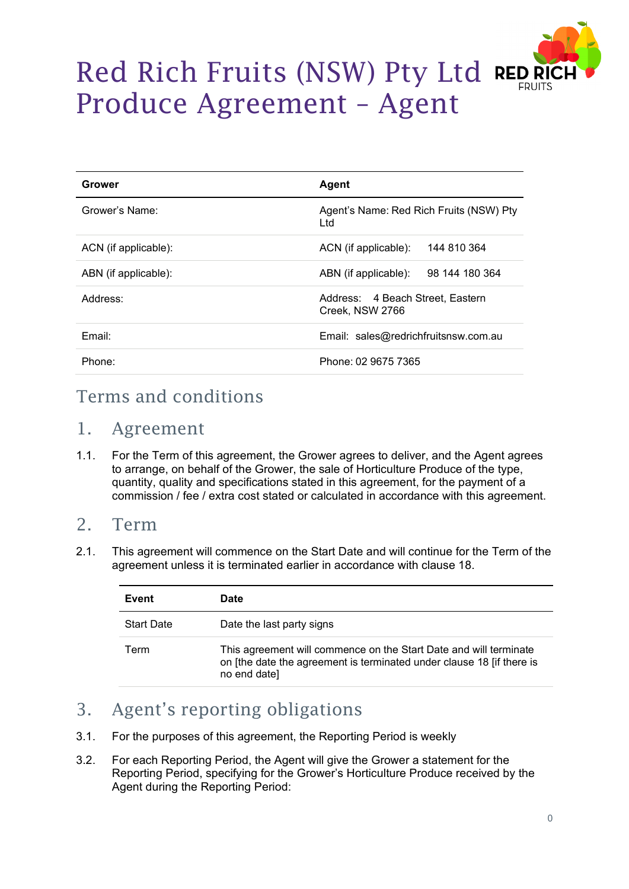# Red Rich Fruits (NSW) Pty Ltd Produce Agreement – Agent

| Grower | Agent |
|---|---|
| Grower's Name: | Agent's Name: Red Rich Fruits (NSW) Pty Ltd |
| ACN (if applicable): | ACN (if applicable): 144 810 364 |
| ABN (if applicable): | ABN (if applicable): 98 144 180 364 |
| Address: | Address: 4 Beach Street, Eastern Creek, NSW 2766 |
| Email: | Email: sales@redrichfruitsnsw.com.au |
| Phone: | Phone: 02 9675 7365 |

## Terms and conditions

## 1. Agreement

1.1. For the Term of this agreement, the Grower agrees to deliver, and the Agent agrees to arrange, on behalf of the Grower, the sale of Horticulture Produce of the type, quantity, quality and specifications stated in this agreement, for the payment of a commission / fee / extra cost stated or calculated in accordance with this agreement.

## 2. Term

2.1. This agreement will commence on the Start Date and will continue for the Term of the agreement unless it is terminated earlier in accordance with clause 18.

| Event | Date |
|---|---|
| Start Date | Date the last party signs |
| Term | This agreement will commence on the Start Date and will terminate on [the date the agreement is terminated under clause 18 [if there is no end date] |

## 3. Agent's reporting obligations

3.1. For the purposes of this agreement, the Reporting Period is weekly

3.2. For each Reporting Period, the Agent will give the Grower a statement for the Reporting Period, specifying for the Grower's Horticulture Produce received by the Agent during the Reporting Period: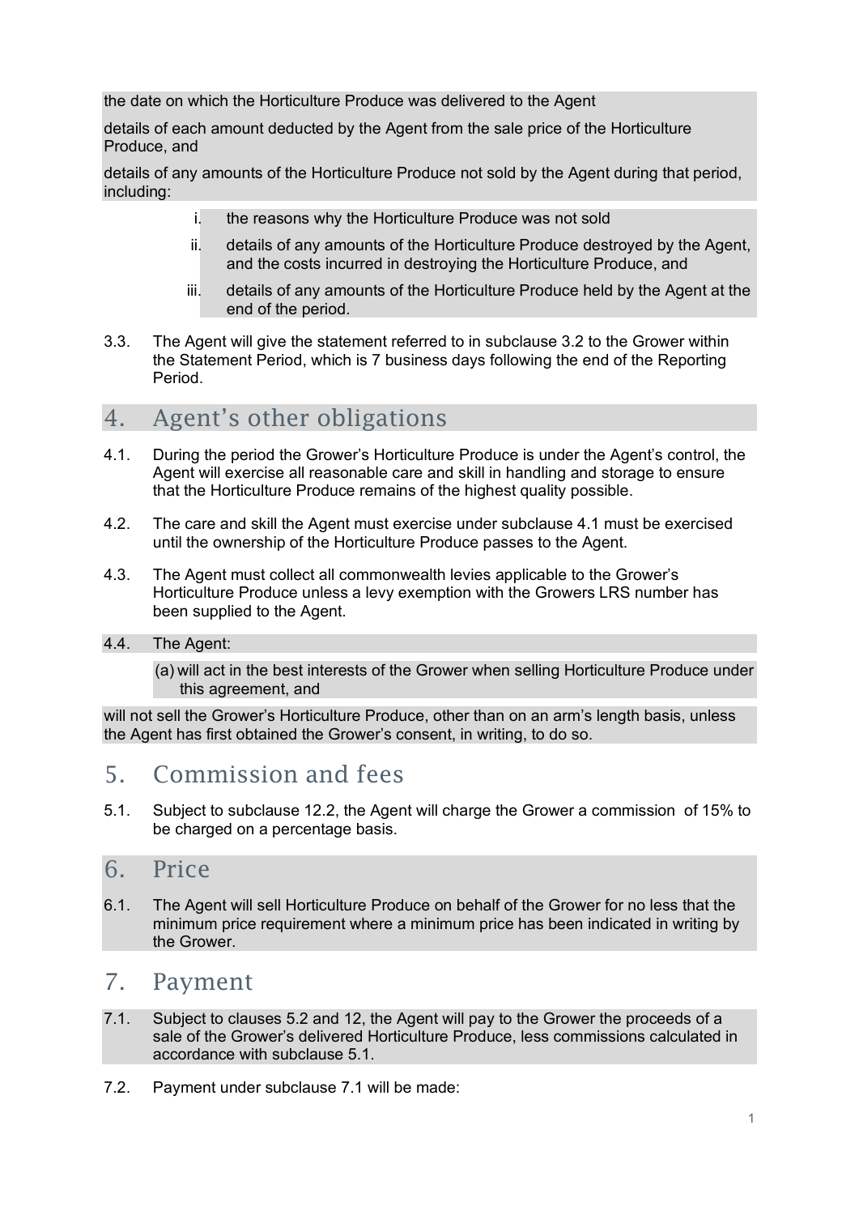the date on which the Horticulture Produce was delivered to the Agent

details of each amount deducted by the Agent from the sale price of the Horticulture Produce, and

details of any amounts of the Horticulture Produce not sold by the Agent during that period, including:

i. the reasons why the Horticulture Produce was not sold

ii. details of any amounts of the Horticulture Produce destroyed by the Agent, and the costs incurred in destroying the Horticulture Produce, and

iii. details of any amounts of the Horticulture Produce held by the Agent at the end of the period.

3.3. The Agent will give the statement referred to in subclause 3.2 to the Grower within the Statement Period, which is 7 business days following the end of the Reporting Period.

## 4. Agent's other obligations

4.1. During the period the Grower's Horticulture Produce is under the Agent's control, the Agent will exercise all reasonable care and skill in handling and storage to ensure that the Horticulture Produce remains of the highest quality possible.

4.2. The care and skill the Agent must exercise under subclause 4.1 must be exercised until the ownership of the Horticulture Produce passes to the Agent.

4.3. The Agent must collect all commonwealth levies applicable to the Grower's Horticulture Produce unless a levy exemption with the Growers LRS number has been supplied to the Agent.

4.4. The Agent:

(a) will act in the best interests of the Grower when selling Horticulture Produce under this agreement, and

will not sell the Grower's Horticulture Produce, other than on an arm's length basis, unless the Agent has first obtained the Grower's consent, in writing, to do so.

## 5. Commission and fees

5.1. Subject to subclause 12.2, the Agent will charge the Grower a commission of 15% to be charged on a percentage basis.

## 6. Price

6.1. The Agent will sell Horticulture Produce on behalf of the Grower for no less that the minimum price requirement where a minimum price has been indicated in writing by the Grower.

## 7. Payment

7.1. Subject to clauses 5.2 and 12, the Agent will pay to the Grower the proceeds of a sale of the Grower's delivered Horticulture Produce, less commissions calculated in accordance with subclause 5.1.

7.2. Payment under subclause 7.1 will be made: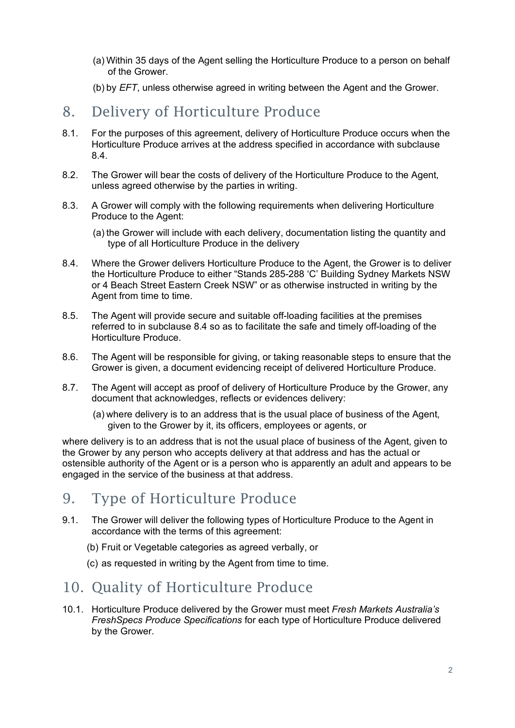(a) Within 35 days of the Agent selling the Horticulture Produce to a person on behalf of the Grower.

(b) by *EFT*, unless otherwise agreed in writing between the Agent and the Grower.

## 8. Delivery of Horticulture Produce

8.1. For the purposes of this agreement, delivery of Horticulture Produce occurs when the Horticulture Produce arrives at the address specified in accordance with subclause 8.4.

8.2. The Grower will bear the costs of delivery of the Horticulture Produce to the Agent, unless agreed otherwise by the parties in writing.

8.3. A Grower will comply with the following requirements when delivering Horticulture Produce to the Agent:

(a) the Grower will include with each delivery, documentation listing the quantity and type of all Horticulture Produce in the delivery

8.4. Where the Grower delivers Horticulture Produce to the Agent, the Grower is to deliver the Horticulture Produce to either "Stands 285-288 'C' Building Sydney Markets NSW or 4 Beach Street Eastern Creek NSW" or as otherwise instructed in writing by the Agent from time to time.

8.5. The Agent will provide secure and suitable off-loading facilities at the premises referred to in subclause 8.4 so as to facilitate the safe and timely off-loading of the Horticulture Produce.

8.6. The Agent will be responsible for giving, or taking reasonable steps to ensure that the Grower is given, a document evidencing receipt of delivered Horticulture Produce.

8.7. The Agent will accept as proof of delivery of Horticulture Produce by the Grower, any document that acknowledges, reflects or evidences delivery:

(a) where delivery is to an address that is the usual place of business of the Agent, given to the Grower by it, its officers, employees or agents, or

where delivery is to an address that is not the usual place of business of the Agent, given to the Grower by any person who accepts delivery at that address and has the actual or ostensible authority of the Agent or is a person who is apparently an adult and appears to be engaged in the service of the business at that address.

## 9. Type of Horticulture Produce

9.1. The Grower will deliver the following types of Horticulture Produce to the Agent in accordance with the terms of this agreement:

(b) Fruit or Vegetable categories as agreed verbally, or

(c) as requested in writing by the Agent from time to time.

## 10. Quality of Horticulture Produce

10.1. Horticulture Produce delivered by the Grower must meet *Fresh Markets Australia's FreshSpecs Produce Specifications* for each type of Horticulture Produce delivered by the Grower.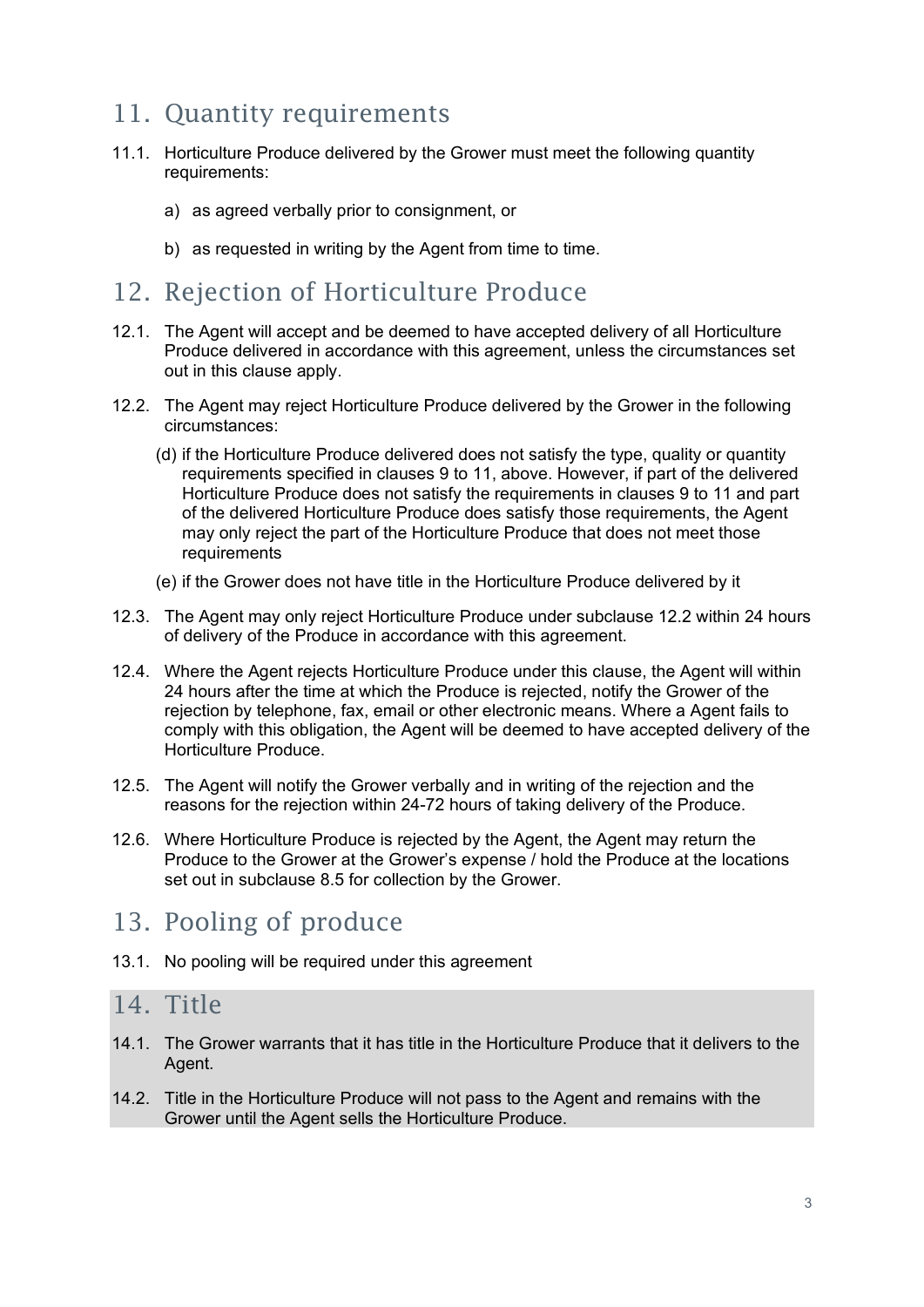## 11. Quantity requirements

11.1. Horticulture Produce delivered by the Grower must meet the following quantity requirements:

a) as agreed verbally prior to consignment, or

b) as requested in writing by the Agent from time to time.

## 12. Rejection of Horticulture Produce

12.1. The Agent will accept and be deemed to have accepted delivery of all Horticulture Produce delivered in accordance with this agreement, unless the circumstances set out in this clause apply.

12.2. The Agent may reject Horticulture Produce delivered by the Grower in the following circumstances:

(d) if the Horticulture Produce delivered does not satisfy the type, quality or quantity requirements specified in clauses 9 to 11, above. However, if part of the delivered Horticulture Produce does not satisfy the requirements in clauses 9 to 11 and part of the delivered Horticulture Produce does satisfy those requirements, the Agent may only reject the part of the Horticulture Produce that does not meet those requirements

(e) if the Grower does not have title in the Horticulture Produce delivered by it

12.3. The Agent may only reject Horticulture Produce under subclause 12.2 within 24 hours of delivery of the Produce in accordance with this agreement.

12.4. Where the Agent rejects Horticulture Produce under this clause, the Agent will within 24 hours after the time at which the Produce is rejected, notify the Grower of the rejection by telephone, fax, email or other electronic means. Where a Agent fails to comply with this obligation, the Agent will be deemed to have accepted delivery of the Horticulture Produce.

12.5. The Agent will notify the Grower verbally and in writing of the rejection and the reasons for the rejection within 24-72 hours of taking delivery of the Produce.

12.6. Where Horticulture Produce is rejected by the Agent, the Agent may return the Produce to the Grower at the Grower's expense / hold the Produce at the locations set out in subclause 8.5 for collection by the Grower.

## 13. Pooling of produce

13.1. No pooling will be required under this agreement

## 14. Title

14.1. The Grower warrants that it has title in the Horticulture Produce that it delivers to the Agent.

14.2. Title in the Horticulture Produce will not pass to the Agent and remains with the Grower until the Agent sells the Horticulture Produce.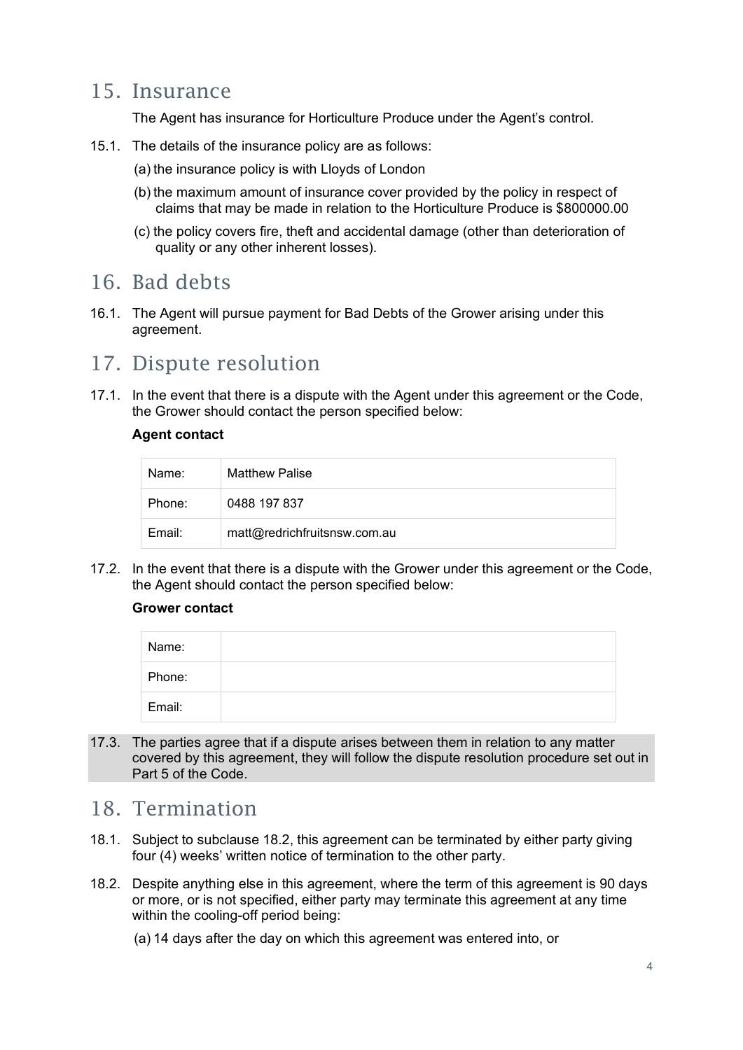## 15. Insurance

The Agent has insurance for Horticulture Produce under the Agent's control.

15.1. The details of the insurance policy are as follows:

(a) the insurance policy is with Lloyds of London

(b) the maximum amount of insurance cover provided by the policy in respect of claims that may be made in relation to the Horticulture Produce is $800000.00

(c) the policy covers fire, theft and accidental damage (other than deterioration of quality or any other inherent losses).

## 16. Bad debts

16.1. The Agent will pursue payment for Bad Debts of the Grower arising under this agreement.

## 17. Dispute resolution

17.1. In the event that there is a dispute with the Agent under this agreement or the Code, the Grower should contact the person specified below:

**Agent contact**

| Name: | Matthew Palise |
|---|---|
| Phone: | 0488 197 837 |
| Email: | matt@redrichfruitsnsw.com.au |

17.2. In the event that there is a dispute with the Grower under this agreement or the Code, the Agent should contact the person specified below:

**Grower contact**

| Name: | |
|---|---|
| Phone: | |
| Email: | |

17.3. The parties agree that if a dispute arises between them in relation to any matter covered by this agreement, they will follow the dispute resolution procedure set out in Part 5 of the Code.

## 18. Termination

18.1. Subject to subclause 18.2, this agreement can be terminated by either party giving four (4) weeks' written notice of termination to the other party.

18.2. Despite anything else in this agreement, where the term of this agreement is 90 days or more, or is not specified, either party may terminate this agreement at any time within the cooling-off period being:

(a) 14 days after the day on which this agreement was entered into, or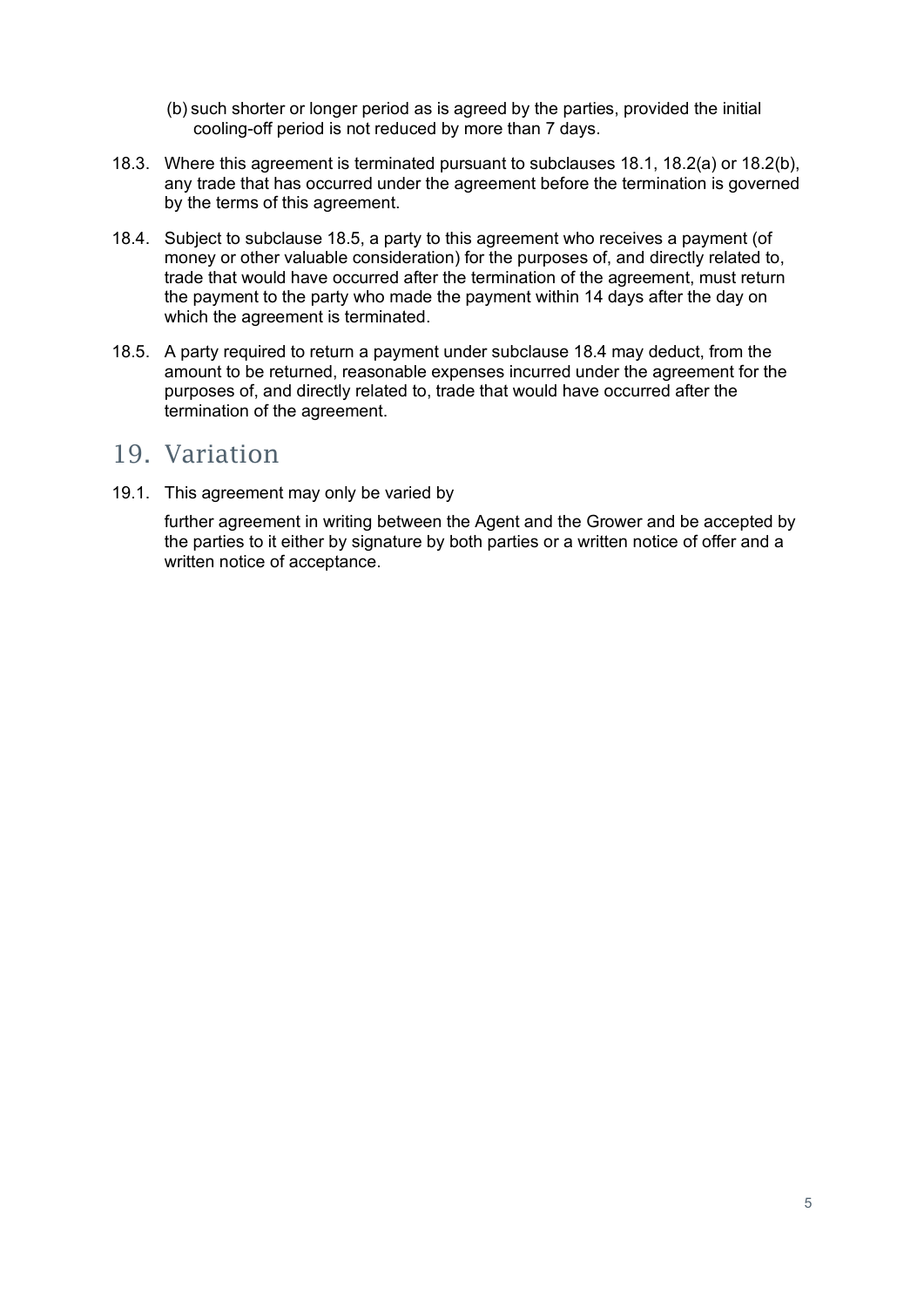(b) such shorter or longer period as is agreed by the parties, provided the initial cooling-off period is not reduced by more than 7 days.

18.3. Where this agreement is terminated pursuant to subclauses 18.1, 18.2(a) or 18.2(b), any trade that has occurred under the agreement before the termination is governed by the terms of this agreement.

18.4. Subject to subclause 18.5, a party to this agreement who receives a payment (of money or other valuable consideration) for the purposes of, and directly related to, trade that would have occurred after the termination of the agreement, must return the payment to the party who made the payment within 14 days after the day on which the agreement is terminated.

18.5. A party required to return a payment under subclause 18.4 may deduct, from the amount to be returned, reasonable expenses incurred under the agreement for the purposes of, and directly related to, trade that would have occurred after the termination of the agreement.

## 19. Variation

19.1. This agreement may only be varied by

further agreement in writing between the Agent and the Grower and be accepted by the parties to it either by signature by both parties or a written notice of offer and a written notice of acceptance.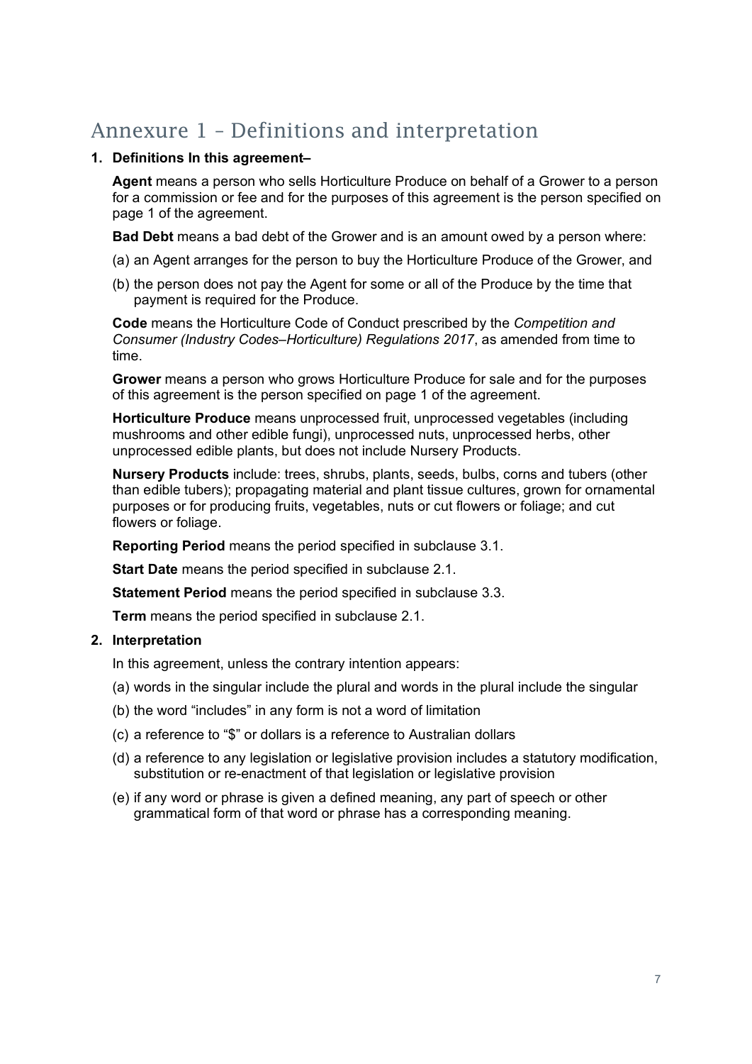# Annexure 1 – Definitions and interpretation

**1. Definitions In this agreement–**

**Agent** means a person who sells Horticulture Produce on behalf of a Grower to a person for a commission or fee and for the purposes of this agreement is the person specified on page 1 of the agreement.

**Bad Debt** means a bad debt of the Grower and is an amount owed by a person where:

(a) an Agent arranges for the person to buy the Horticulture Produce of the Grower, and

(b) the person does not pay the Agent for some or all of the Produce by the time that payment is required for the Produce.

**Code** means the Horticulture Code of Conduct prescribed by the *Competition and Consumer (Industry Codes–Horticulture) Regulations 2017*, as amended from time to time.

**Grower** means a person who grows Horticulture Produce for sale and for the purposes of this agreement is the person specified on page 1 of the agreement.

**Horticulture Produce** means unprocessed fruit, unprocessed vegetables (including mushrooms and other edible fungi), unprocessed nuts, unprocessed herbs, other unprocessed edible plants, but does not include Nursery Products.

**Nursery Products** include: trees, shrubs, plants, seeds, bulbs, corns and tubers (other than edible tubers); propagating material and plant tissue cultures, grown for ornamental purposes or for producing fruits, vegetables, nuts or cut flowers or foliage; and cut flowers or foliage.

**Reporting Period** means the period specified in subclause 3.1.

**Start Date** means the period specified in subclause 2.1.

**Statement Period** means the period specified in subclause 3.3.

**Term** means the period specified in subclause 2.1.

**2. Interpretation**

In this agreement, unless the contrary intention appears:

(a) words in the singular include the plural and words in the plural include the singular

(b) the word "includes" in any form is not a word of limitation

(c) a reference to "$" or dollars is a reference to Australian dollars

(d) a reference to any legislation or legislative provision includes a statutory modification, substitution or re-enactment of that legislation or legislative provision

(e) if any word or phrase is given a defined meaning, any part of speech or other grammatical form of that word or phrase has a corresponding meaning.